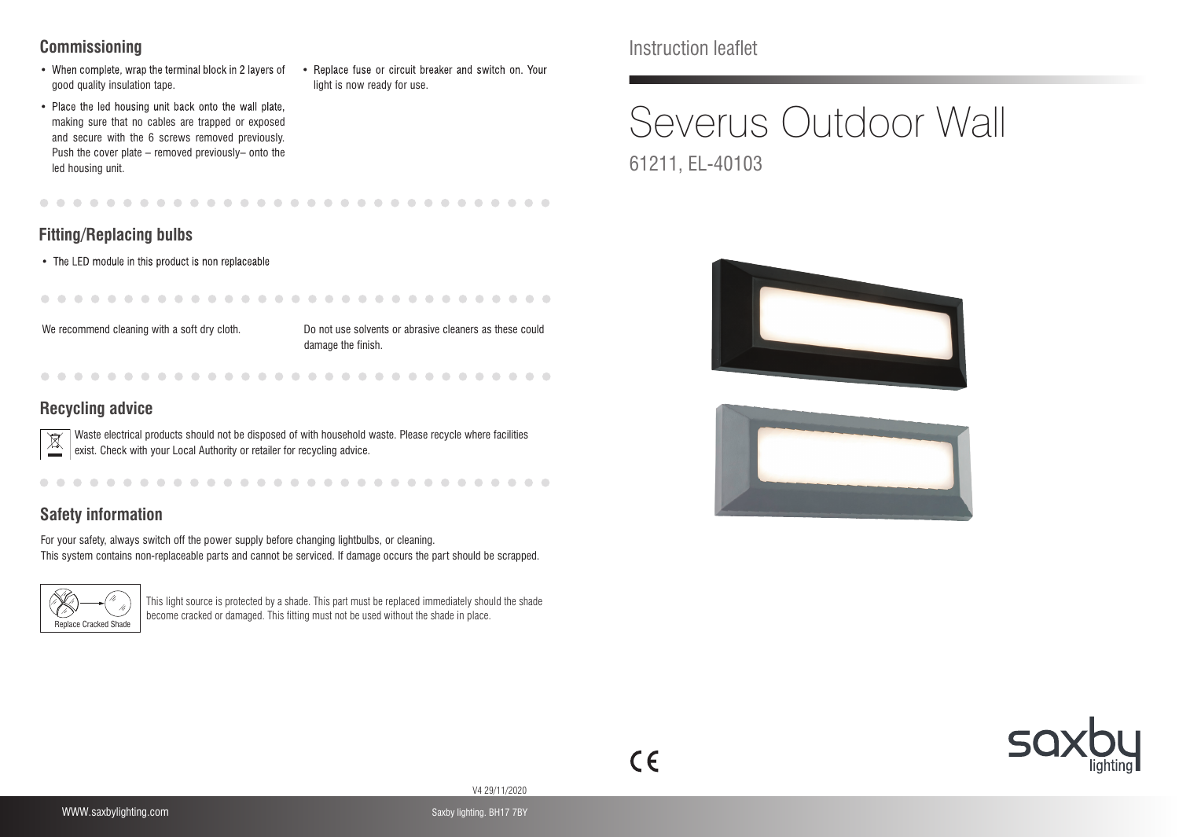# Instruction leaflet

# Severus Outdoor Wall

61211, EL-40103

## Commissioning

- When complete, wrap the terminal block in 2 layers of good quality insulation tape.
- Place the led housing unit back onto the wall plate, making sure that no cables are trapped or exposed and secure with the 6 screws removed previously. Push the cover plate – removed previously– onto the led housing unit.
- Replace fuse or circuit breaker and switch on. Your light is now ready for use.

## Fitting/Replacing bulbs

- The LED module in this product is non replaceable

We recommend cleaning with a soft dry cloth.

Do not use solvents or abrasive cleaners as these could damage the finish.

## Recycling advice

Waste electrical products should not be disposed of with household waste. Please recycle where facilities exist. Check with your Local Authority or retailer for recycling advice.

## Safety information

For your safety, always switch off the power supply before changing lightbulbs, or cleaning.
This system contains non-replaceable parts and cannot be serviced. If damage occurs the part should be scrapped.

Replace Cracked Shade

This light source is protected by a shade. This part must be replaced immediately should the shade become cracked or damaged. This fitting must not be used without the shade in place.

V4 29/11/2020

WWW.saxbylighting.com

Saxby lighting. BH17 7BY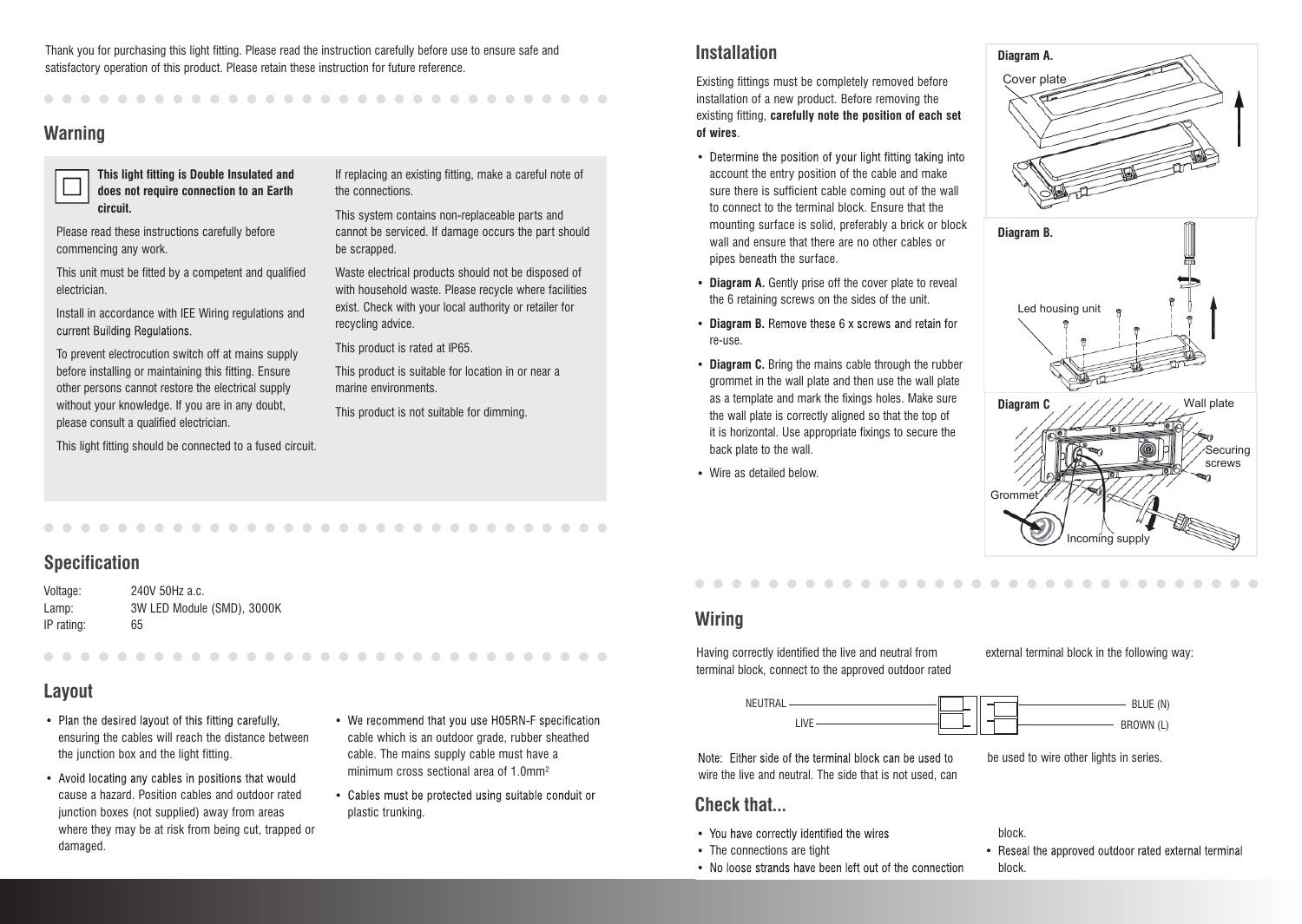Thank you for purchasing this light fitting. Please read the instruction carefully before use to ensure safe and satisfactory operation of this product. Please retain these instruction for future reference.

## Warning

**This light fitting is Double Insulated and does not require connection to an Earth circuit.**

Please read these instructions carefully before commencing any work.

This unit must be fitted by a competent and qualified electrician.

Install in accordance with IEE Wiring regulations and current Building Regulations.

To prevent electrocution switch off at mains supply before installing or maintaining this fitting. Ensure other persons cannot restore the electrical supply without your knowledge. If you are in any doubt, please consult a qualified electrician.

This light fitting should be connected to a fused circuit.

If replacing an existing fitting, make a careful note of the connections.

This system contains non-replaceable parts and cannot be serviced. If damage occurs the part should be scrapped.

Waste electrical products should not be disposed of with household waste. Please recycle where facilities exist. Check with your local authority or retailer for recycling advice.

This product is rated at IP65.

This product is suitable for location in or near a marine environments.

This product is not suitable for dimming.

## Specification

| | |
|---|---|
| Voltage: | 240V 50Hz a.c. |
| Lamp: | 3W LED Module (SMD), 3000K |
| IP rating: | 65 |

## Layout

- Plan the desired layout of this fitting carefully, ensuring the cables will reach the distance between the junction box and the light fitting.
- Avoid locating any cables in positions that would cause a hazard. Position cables and outdoor rated junction boxes (not supplied) away from areas where they may be at risk from being cut, trapped or damaged.
- We recommend that you use H05RN-F specification cable which is an outdoor grade, rubber sheathed cable. The mains supply cable must have a minimum cross sectional area of 1.0mm$^2$
- Cables must be protected using suitable conduit or plastic trunking.

## Installation

Existing fittings must be completely removed before installation of a new product. Before removing the existing fitting, **carefully note the position of each set of wires**.

- Determine the position of your light fitting taking into account the entry position of the cable and make sure there is sufficient cable coming out of the wall to connect to the terminal block. Ensure that the mounting surface is solid, preferably a brick or block wall and ensure that there are no other cables or pipes beneath the surface.
- **Diagram A.** Gently prise off the cover plate to reveal the 6 retaining screws on the sides of the unit.
- **Diagram B.** Remove these 6 x screws and retain for re-use.
- **Diagram C.** Bring the mains cable through the rubber grommet in the wall plate and then use the wall plate as a template and mark the fixings holes. Make sure the wall plate is correctly aligned so that the top of it is horizontal. Use appropriate fixings to secure the back plate to the wall.
- Wire as detailed below.

**Diagram A.**

Cover plate

**Diagram B.**

Led housing unit

**Diagram C**

Wall plate

Securing screws

Grommet

Incoming supply

## Wiring

Having correctly identified the live and neutral from terminal block, connect to the approved outdoor rated external terminal block in the following way:

NEUTRAL

LIVE

BLUE (N)

BROWN (L)

Note: Either side of the terminal block can be used to wire the live and neutral. The side that is not used, can be used to wire other lights in series.

## Check that...

- You have correctly identified the wires
- The connections are tight
- No loose strands have been left out of the connection block.
- Reseal the approved outdoor rated external terminal block.